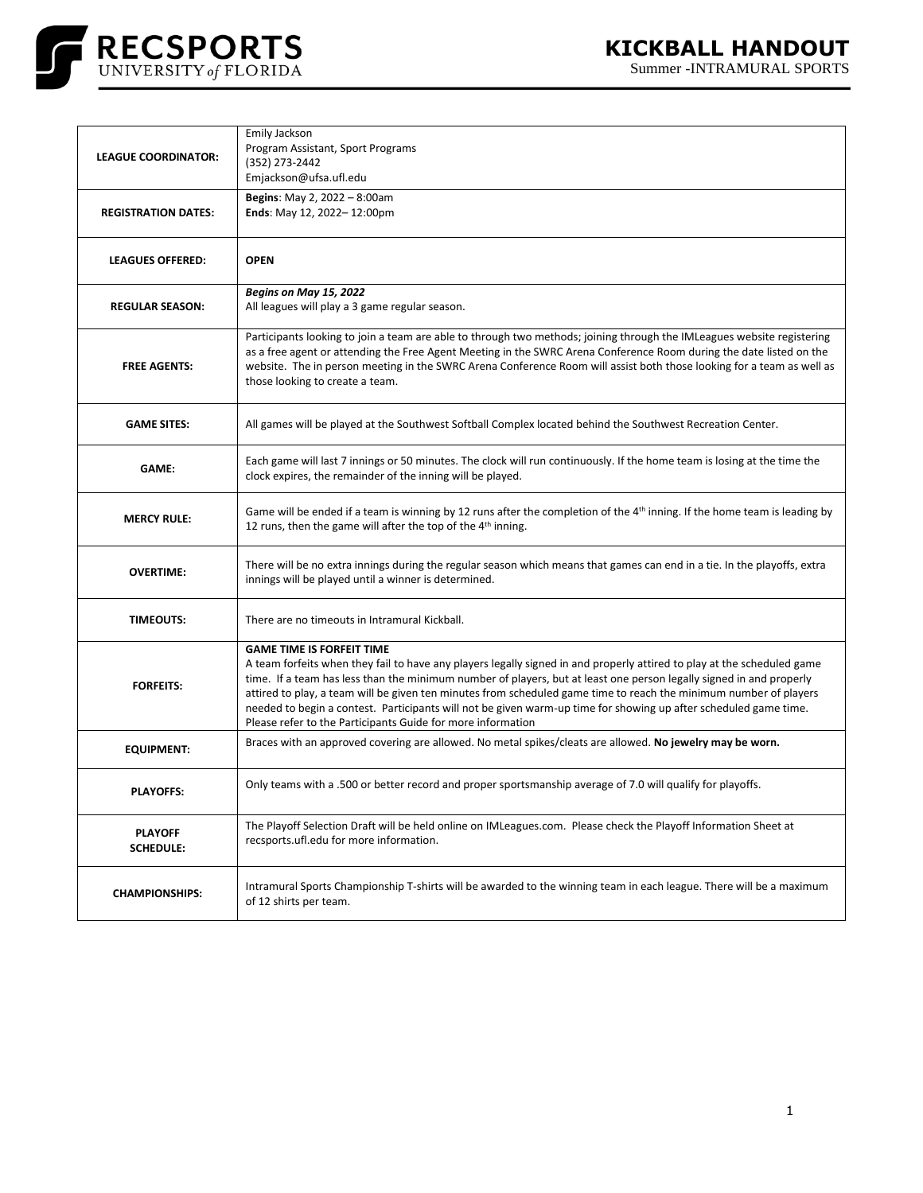# RECSPORTS UNIVERSITY of FLORIDA

# KICKBALL HANDOUT

Summer -INTRAMURAL SPORTS

| | |
|---|---|
| **LEAGUE COORDINATOR:** | Emily Jackson<br>Program Assistant, Sport Programs<br>(352) 273-2442<br>Emjackson@ufsa.ufl.edu |
| **REGISTRATION DATES:** | **Begins**: May 2, 2022 – 8:00am<br>**Ends**: May 12, 2022– 12:00pm |
| **LEAGUES OFFERED:** | **OPEN** |
| **REGULAR SEASON:** | ***Begins on May 15, 2022***<br>All leagues will play a 3 game regular season. |
| **FREE AGENTS:** | Participants looking to join a team are able to through two methods; joining through the IMLeagues website registering as a free agent or attending the Free Agent Meeting in the SWRC Arena Conference Room during the date listed on the website. The in person meeting in the SWRC Arena Conference Room will assist both those looking for a team as well as those looking to create a team. |
| **GAME SITES:** | All games will be played at the Southwest Softball Complex located behind the Southwest Recreation Center. |
| **GAME:** | Each game will last 7 innings or 50 minutes. The clock will run continuously. If the home team is losing at the time the clock expires, the remainder of the inning will be played. |
| **MERCY RULE:** | Game will be ended if a team is winning by 12 runs after the completion of the 4th inning. If the home team is leading by 12 runs, then the game will after the top of the 4th inning. |
| **OVERTIME:** | There will be no extra innings during the regular season which means that games can end in a tie. In the playoffs, extra innings will be played until a winner is determined. |
| **TIMEOUTS:** | There are no timeouts in Intramural Kickball. |
| **FORFEITS:** | **GAME TIME IS FORFEIT TIME**<br>A team forfeits when they fail to have any players legally signed in and properly attired to play at the scheduled game time. If a team has less than the minimum number of players, but at least one person legally signed in and properly attired to play, a team will be given ten minutes from scheduled game time to reach the minimum number of players needed to begin a contest. Participants will not be given warm-up time for showing up after scheduled game time. Please refer to the Participants Guide for more information |
| **EQUIPMENT:** | Braces with an approved covering are allowed. No metal spikes/cleats are allowed. **No jewelry may be worn.** |
| **PLAYOFFS:** | Only teams with a .500 or better record and proper sportsmanship average of 7.0 will qualify for playoffs. |
| **PLAYOFF SCHEDULE:** | The Playoff Selection Draft will be held online on IMLeagues.com. Please check the Playoff Information Sheet at recsports.ufl.edu for more information. |
| **CHAMPIONSHIPS:** | Intramural Sports Championship T-shirts will be awarded to the winning team in each league. There will be a maximum of 12 shirts per team. |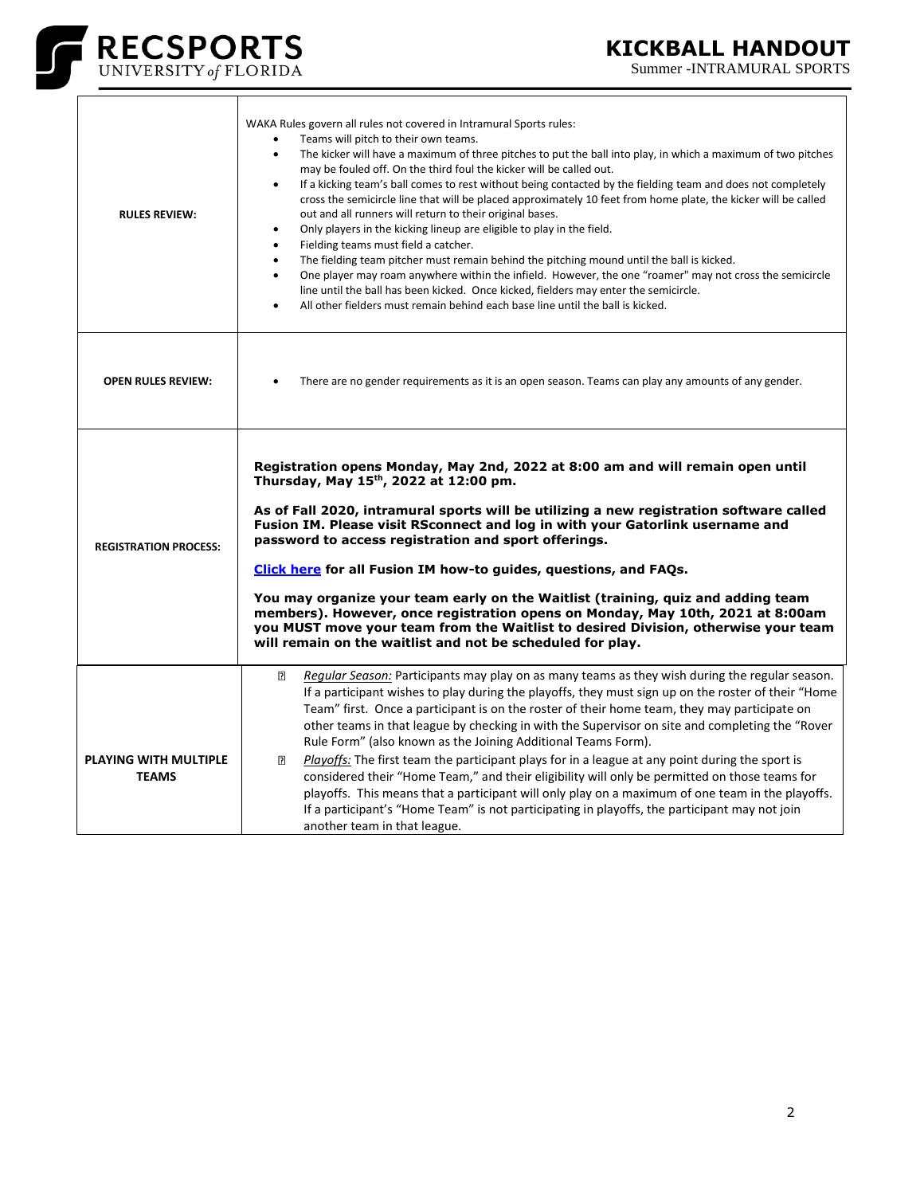# KICKBALL HANDOUT

Summer -INTRAMURAL SPORTS

| | |
|---|---|
| **RULES REVIEW:** | WAKA Rules govern all rules not covered in Intramural Sports rules:<br>• Teams will pitch to their own teams.<br>• The kicker will have a maximum of three pitches to put the ball into play, in which a maximum of two pitches may be fouled off. On the third foul the kicker will be called out.<br>• If a kicking team's ball comes to rest without being contacted by the fielding team and does not completely cross the semicircle line that will be placed approximately 10 feet from home plate, the kicker will be called out and all runners will return to their original bases.<br>• Only players in the kicking lineup are eligible to play in the field.<br>• Fielding teams must field a catcher.<br>• The fielding team pitcher must remain behind the pitching mound until the ball is kicked.<br>• One player may roam anywhere within the infield. However, the one "roamer" may not cross the semicircle line until the ball has been kicked. Once kicked, fielders may enter the semicircle.<br>• All other fielders must remain behind each base line until the ball is kicked. |
| **OPEN RULES REVIEW:** | • There are no gender requirements as it is an open season. Teams can play any amounts of any gender. |
| **REGISTRATION PROCESS:** | **Registration opens Monday, May 2nd, 2022 at 8:00 am and will remain open until Thursday, May 15th, 2022 at 12:00 pm.**<br><br>**As of Fall 2020, intramural sports will be utilizing a new registration software called Fusion IM. Please visit RSconnect and log in with your Gatorlink username and password to access registration and sport offerings.**<br><br>**Click here for all Fusion IM how-to guides, questions, and FAQs.**<br><br>**You may organize your team early on the Waitlist (training, quiz and adding team members). However, once registration opens on Monday, May 10th, 2021 at 8:00am you MUST move your team from the Waitlist to desired Division, otherwise your team will remain on the waitlist and not be scheduled for play.** |
| **PLAYING WITH MULTIPLE TEAMS** | • *Regular Season:* Participants may play on as many teams as they wish during the regular season. If a participant wishes to play during the playoffs, they must sign up on the roster of their "Home Team" first. Once a participant is on the roster of their home team, they may participate on other teams in that league by checking in with the Supervisor on site and completing the "Rover Rule Form" (also known as the Joining Additional Teams Form).<br>• *Playoffs:* The first team the participant plays for in a league at any point during the sport is considered their "Home Team," and their eligibility will only be permitted on those teams for playoffs. This means that a participant will only play on a maximum of one team in the playoffs. If a participant's "Home Team" is not participating in playoffs, the participant may not join another team in that league. |